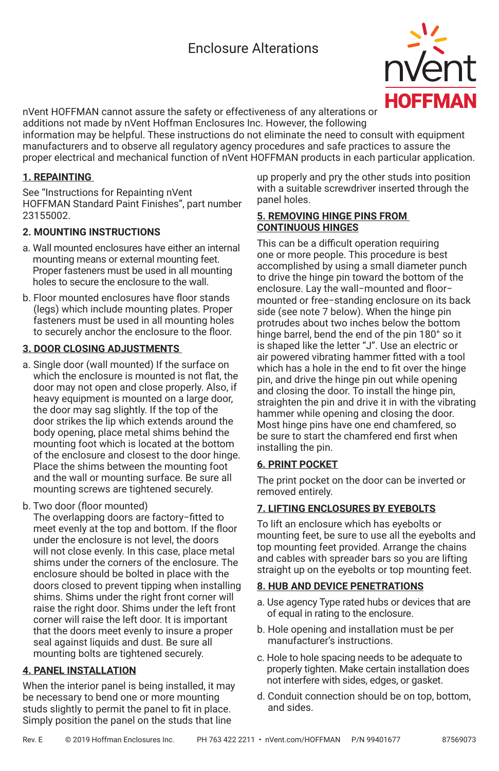# Enclosure Alterations

nVent HOFFMAN

nVent HOFFMAN cannot assure the safety or effectiveness of any alterations or additions not made by nVent Hoffman Enclosures Inc. However, the following information may be helpful. These instructions do not eliminate the need to consult with equipment manufacturers and to observe all regulatory agency procedures and safe practices to assure the proper electrical and mechanical function of nVent HOFFMAN products in each particular application.

## 1. REPAINTING

See "Instructions for Repainting nVent HOFFMAN Standard Paint Finishes", part number 23155002.

## 2. MOUNTING INSTRUCTIONS

a. Wall mounted enclosures have either an internal mounting means or external mounting feet. Proper fasteners must be used in all mounting holes to secure the enclosure to the wall.

b. Floor mounted enclosures have floor stands (legs) which include mounting plates. Proper fasteners must be used in all mounting holes to securely anchor the enclosure to the floor.

## 3. DOOR CLOSING ADJUSTMENTS

a. Single door (wall mounted) If the surface on which the enclosure is mounted is not flat, the door may not open and close properly. Also, if heavy equipment is mounted on a large door, the door may sag slightly. If the top of the door strikes the lip which extends around the body opening, place metal shims behind the mounting foot which is located at the bottom of the enclosure and closest to the door hinge. Place the shims between the mounting foot and the wall or mounting surface. Be sure all mounting screws are tightened securely.

b. Two door (floor mounted)
The overlapping doors are factory–fitted to meet evenly at the top and bottom. If the floor under the enclosure is not level, the doors will not close evenly. In this case, place metal shims under the corners of the enclosure. The enclosure should be bolted in place with the doors closed to prevent tipping when installing shims. Shims under the right front corner will raise the right door. Shims under the left front corner will raise the left door. It is important that the doors meet evenly to insure a proper seal against liquids and dust. Be sure all mounting bolts are tightened securely.

## 4. PANEL INSTALLATION

When the interior panel is being installed, it may be necessary to bend one or more mounting studs slightly to permit the panel to fit in place. Simply position the panel on the studs that line up properly and pry the other studs into position with a suitable screwdriver inserted through the panel holes.

## 5. REMOVING HINGE PINS FROM CONTINUOUS HINGES

This can be a difficult operation requiring one or more people. This procedure is best accomplished by using a small diameter punch to drive the hinge pin toward the bottom of the enclosure. Lay the wall–mounted and floor–mounted or free–standing enclosure on its back side (see note 7 below). When the hinge pin protrudes about two inches below the bottom hinge barrel, bend the end of the pin 180° so it is shaped like the letter "J". Use an electric or air powered vibrating hammer fitted with a tool which has a hole in the end to fit over the hinge pin, and drive the hinge pin out while opening and closing the door. To install the hinge pin, straighten the pin and drive it in with the vibrating hammer while opening and closing the door. Most hinge pins have one end chamfered, so be sure to start the chamfered end first when installing the pin.

## 6. PRINT POCKET

The print pocket on the door can be inverted or removed entirely.

## 7. LIFTING ENCLOSURES BY EYEBOLTS

To lift an enclosure which has eyebolts or mounting feet, be sure to use all the eyebolts and top mounting feet provided. Arrange the chains and cables with spreader bars so you are lifting straight up on the eyebolts or top mounting feet.

## 8. HUB AND DEVICE PENETRATIONS

a. Use agency Type rated hubs or devices that are of equal in rating to the enclosure.

b. Hole opening and installation must be per manufacturer's instructions.

c. Hole to hole spacing needs to be adequate to properly tighten. Make certain installation does not interfere with sides, edges, or gasket.

d. Conduit connection should be on top, bottom, and sides.

Rev. E © 2019 Hoffman Enclosures Inc. PH 763 422 2211 • nVent.com/HOFFMAN P/N 99401677 87569073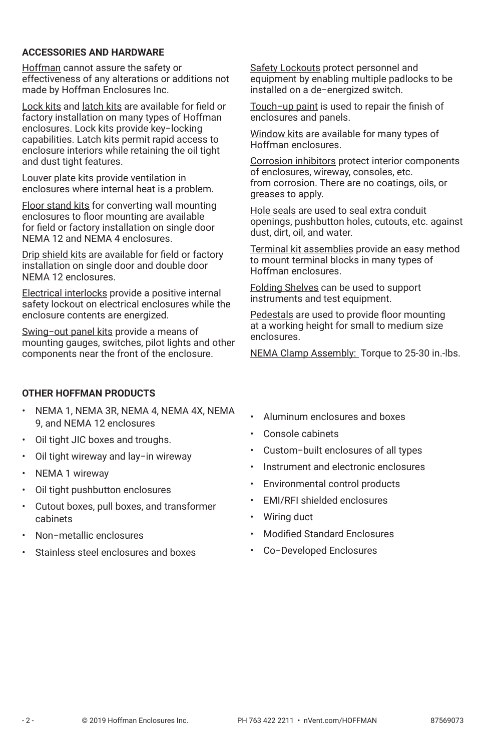## ACCESSORIES AND HARDWARE

Hoffman cannot assure the safety or effectiveness of any alterations or additions not made by Hoffman Enclosures Inc.

Lock kits and latch kits are available for field or factory installation on many types of Hoffman enclosures. Lock kits provide key–locking capabilities. Latch kits permit rapid access to enclosure interiors while retaining the oil tight and dust tight features.

Louver plate kits provide ventilation in enclosures where internal heat is a problem.

Floor stand kits for converting wall mounting enclosures to floor mounting are available for field or factory installation on single door NEMA 12 and NEMA 4 enclosures.

Drip shield kits are available for field or factory installation on single door and double door NEMA 12 enclosures.

Electrical interlocks provide a positive internal safety lockout on electrical enclosures while the enclosure contents are energized.

Swing–out panel kits provide a means of mounting gauges, switches, pilot lights and other components near the front of the enclosure.

Safety Lockouts protect personnel and equipment by enabling multiple padlocks to be installed on a de–energized switch.

Touch–up paint is used to repair the finish of enclosures and panels.

Window kits are available for many types of Hoffman enclosures.

Corrosion inhibitors protect interior components of enclosures, wireway, consoles, etc. from corrosion. There are no coatings, oils, or greases to apply.

Hole seals are used to seal extra conduit openings, pushbutton holes, cutouts, etc. against dust, dirt, oil, and water.

Terminal kit assemblies provide an easy method to mount terminal blocks in many types of Hoffman enclosures.

Folding Shelves can be used to support instruments and test equipment.

Pedestals are used to provide floor mounting at a working height for small to medium size enclosures.

NEMA Clamp Assembly: Torque to 25-30 in.-lbs.

## OTHER HOFFMAN PRODUCTS

- NEMA 1, NEMA 3R, NEMA 4, NEMA 4X, NEMA 9, and NEMA 12 enclosures
- Oil tight JIC boxes and troughs.
- Oil tight wireway and lay–in wireway
- NEMA 1 wireway
- Oil tight pushbutton enclosures
- Cutout boxes, pull boxes, and transformer cabinets
- Non–metallic enclosures
- Stainless steel enclosures and boxes
- Aluminum enclosures and boxes
- Console cabinets
- Custom–built enclosures of all types
- Instrument and electronic enclosures
- Environmental control products
- EMI/RFI shielded enclosures
- Wiring duct
- Modified Standard Enclosures
- Co–Developed Enclosures

© 2019 Hoffman Enclosures Inc. PH 763 422 2211 • nVent.com/HOFFMAN 87569073